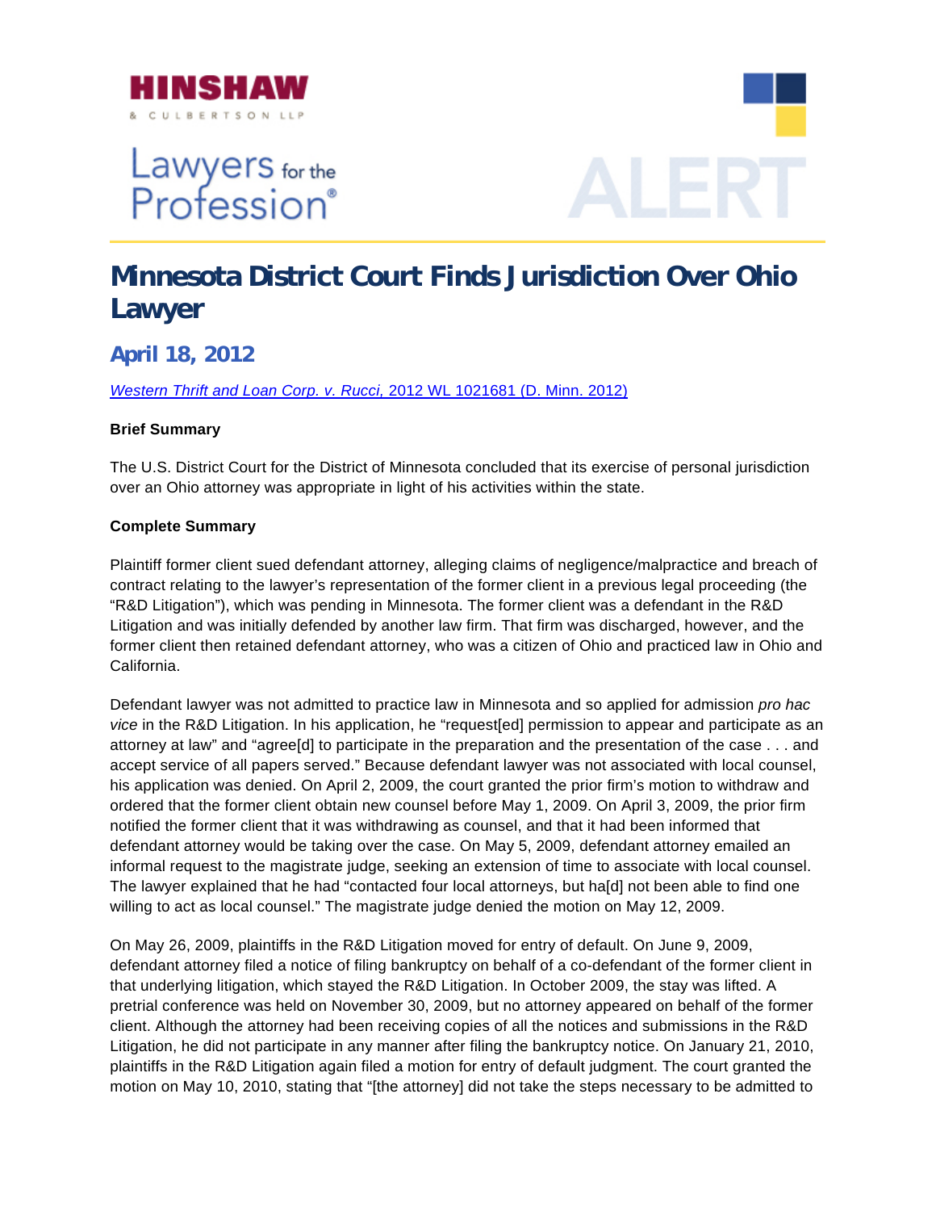HINSHAW & CULBERTSON LLP

Lawyers for the Profession®

ALERT

# Minnesota District Court Finds Jurisdiction Over Ohio Lawyer

## April 18, 2012

*Western Thrift and Loan Corp. v. Rucci*, 2012 WL 1021681 (D. Minn. 2012)

**Brief Summary**

The U.S. District Court for the District of Minnesota concluded that its exercise of personal jurisdiction over an Ohio attorney was appropriate in light of his activities within the state.

**Complete Summary**

Plaintiff former client sued defendant attorney, alleging claims of negligence/malpractice and breach of contract relating to the lawyer's representation of the former client in a previous legal proceeding (the "R&D Litigation"), which was pending in Minnesota. The former client was a defendant in the R&D Litigation and was initially defended by another law firm. That firm was discharged, however, and the former client then retained defendant attorney, who was a citizen of Ohio and practiced law in Ohio and California.

Defendant lawyer was not admitted to practice law in Minnesota and so applied for admission *pro hac vice* in the R&D Litigation. In his application, he "request[ed] permission to appear and participate as an attorney at law" and "agree[d] to participate in the preparation and the presentation of the case . . . and accept service of all papers served." Because defendant lawyer was not associated with local counsel, his application was denied. On April 2, 2009, the court granted the prior firm's motion to withdraw and ordered that the former client obtain new counsel before May 1, 2009. On April 3, 2009, the prior firm notified the former client that it was withdrawing as counsel, and that it had been informed that defendant attorney would be taking over the case. On May 5, 2009, defendant attorney emailed an informal request to the magistrate judge, seeking an extension of time to associate with local counsel. The lawyer explained that he had "contacted four local attorneys, but ha[d] not been able to find one willing to act as local counsel." The magistrate judge denied the motion on May 12, 2009.

On May 26, 2009, plaintiffs in the R&D Litigation moved for entry of default. On June 9, 2009, defendant attorney filed a notice of filing bankruptcy on behalf of a co-defendant of the former client in that underlying litigation, which stayed the R&D Litigation. In October 2009, the stay was lifted. A pretrial conference was held on November 30, 2009, but no attorney appeared on behalf of the former client. Although the attorney had been receiving copies of all the notices and submissions in the R&D Litigation, he did not participate in any manner after filing the bankruptcy notice. On January 21, 2010, plaintiffs in the R&D Litigation again filed a motion for entry of default judgment. The court granted the motion on May 10, 2010, stating that "[the attorney] did not take the steps necessary to be admitted to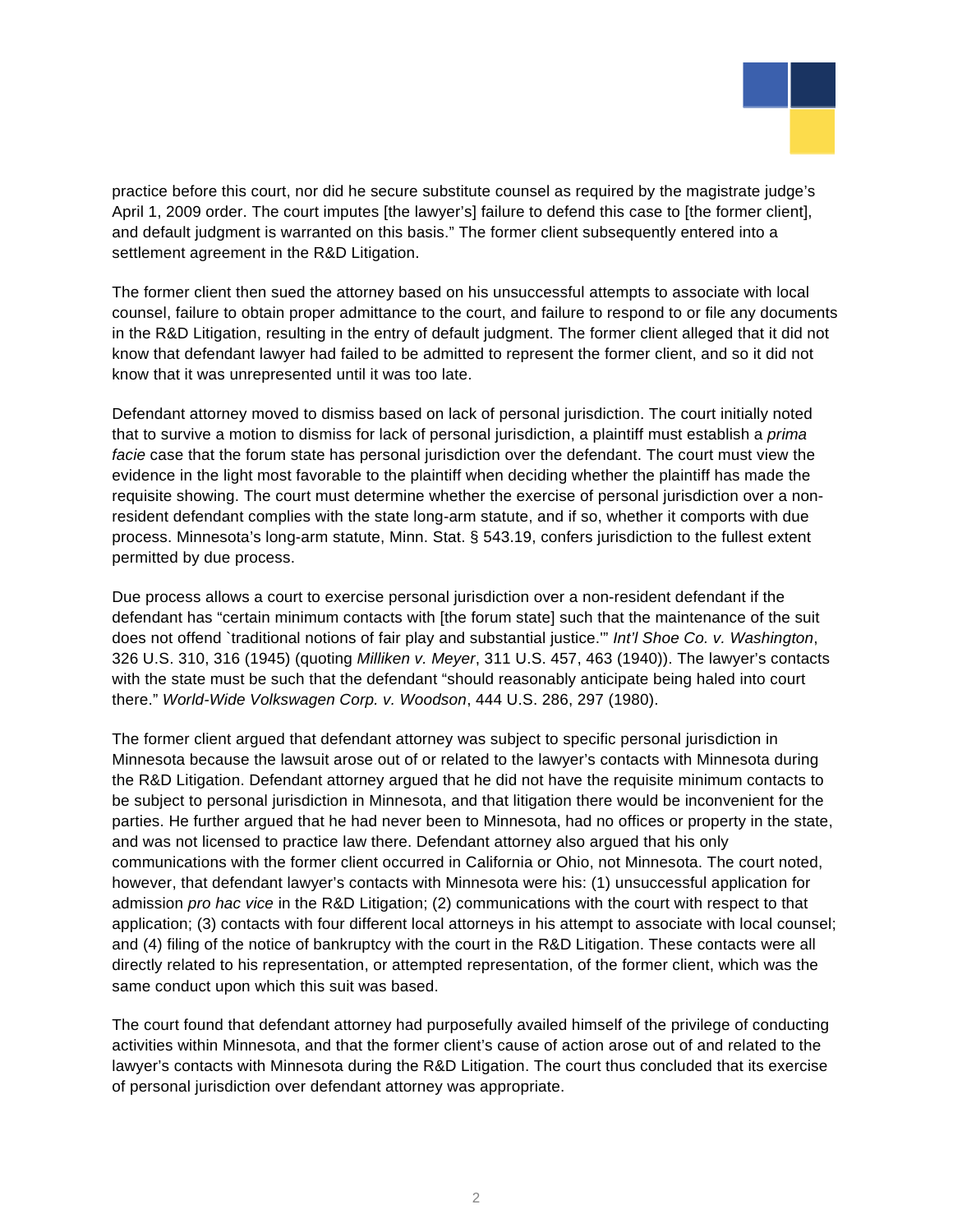practice before this court, nor did he secure substitute counsel as required by the magistrate judge's April 1, 2009 order. The court imputes [the lawyer's] failure to defend this case to [the former client], and default judgment is warranted on this basis." The former client subsequently entered into a settlement agreement in the R&D Litigation.

The former client then sued the attorney based on his unsuccessful attempts to associate with local counsel, failure to obtain proper admittance to the court, and failure to respond to or file any documents in the R&D Litigation, resulting in the entry of default judgment. The former client alleged that it did not know that defendant lawyer had failed to be admitted to represent the former client, and so it did not know that it was unrepresented until it was too late.

Defendant attorney moved to dismiss based on lack of personal jurisdiction. The court initially noted that to survive a motion to dismiss for lack of personal jurisdiction, a plaintiff must establish a *prima facie* case that the forum state has personal jurisdiction over the defendant. The court must view the evidence in the light most favorable to the plaintiff when deciding whether the plaintiff has made the requisite showing. The court must determine whether the exercise of personal jurisdiction over a non-resident defendant complies with the state long-arm statute, and if so, whether it comports with due process. Minnesota's long-arm statute, Minn. Stat. § 543.19, confers jurisdiction to the fullest extent permitted by due process.

Due process allows a court to exercise personal jurisdiction over a non-resident defendant if the defendant has "certain minimum contacts with [the forum state] such that the maintenance of the suit does not offend `traditional notions of fair play and substantial justice.'" *Int'l Shoe Co. v. Washington*, 326 U.S. 310, 316 (1945) (quoting *Milliken v. Meyer*, 311 U.S. 457, 463 (1940)). The lawyer's contacts with the state must be such that the defendant "should reasonably anticipate being haled into court there." *World-Wide Volkswagen Corp. v. Woodson*, 444 U.S. 286, 297 (1980).

The former client argued that defendant attorney was subject to specific personal jurisdiction in Minnesota because the lawsuit arose out of or related to the lawyer's contacts with Minnesota during the R&D Litigation. Defendant attorney argued that he did not have the requisite minimum contacts to be subject to personal jurisdiction in Minnesota, and that litigation there would be inconvenient for the parties. He further argued that he had never been to Minnesota, had no offices or property in the state, and was not licensed to practice law there. Defendant attorney also argued that his only communications with the former client occurred in California or Ohio, not Minnesota. The court noted, however, that defendant lawyer's contacts with Minnesota were his: (1) unsuccessful application for admission *pro hac vice* in the R&D Litigation; (2) communications with the court with respect to that application; (3) contacts with four different local attorneys in his attempt to associate with local counsel; and (4) filing of the notice of bankruptcy with the court in the R&D Litigation. These contacts were all directly related to his representation, or attempted representation, of the former client, which was the same conduct upon which this suit was based.

The court found that defendant attorney had purposefully availed himself of the privilege of conducting activities within Minnesota, and that the former client's cause of action arose out of and related to the lawyer's contacts with Minnesota during the R&D Litigation. The court thus concluded that its exercise of personal jurisdiction over defendant attorney was appropriate.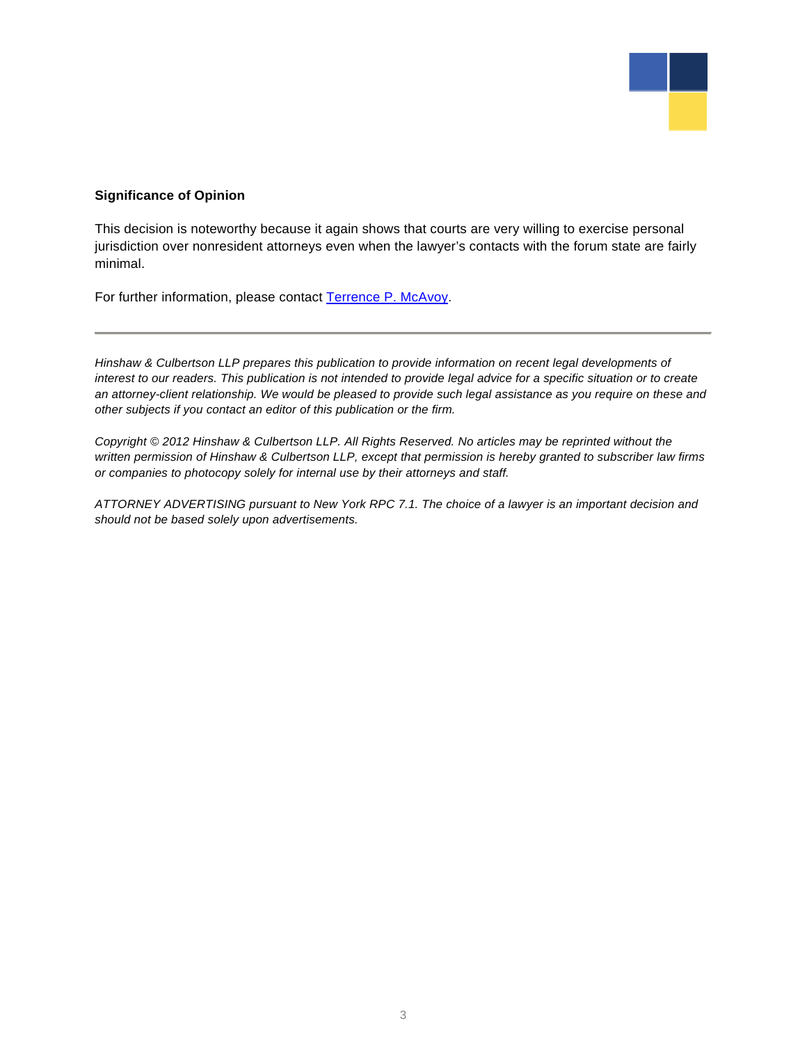**Significance of Opinion**

This decision is noteworthy because it again shows that courts are very willing to exercise personal jurisdiction over nonresident attorneys even when the lawyer's contacts with the forum state are fairly minimal.

For further information, please contact Terrence P. McAvoy.

---

*Hinshaw & Culbertson LLP prepares this publication to provide information on recent legal developments of interest to our readers. This publication is not intended to provide legal advice for a specific situation or to create an attorney-client relationship. We would be pleased to provide such legal assistance as you require on these and other subjects if you contact an editor of this publication or the firm.*

*Copyright © 2012 Hinshaw & Culbertson LLP. All Rights Reserved. No articles may be reprinted without the written permission of Hinshaw & Culbertson LLP, except that permission is hereby granted to subscriber law firms or companies to photocopy solely for internal use by their attorneys and staff.*

*ATTORNEY ADVERTISING pursuant to New York RPC 7.1. The choice of a lawyer is an important decision and should not be based solely upon advertisements.*